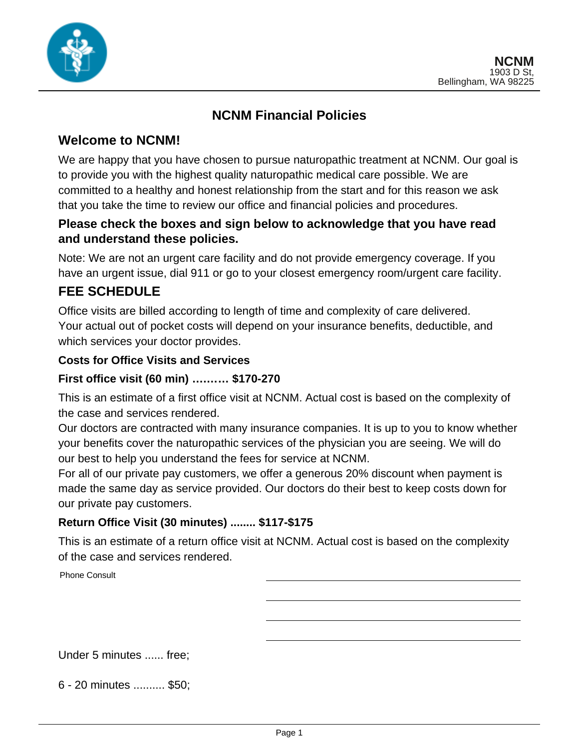**NCNM**
1903 D St,
Bellingham, WA 98225

# NCNM Financial Policies

## Welcome to NCNM!

We are happy that you have chosen to pursue naturopathic treatment at NCNM. Our goal is to provide you with the highest quality naturopathic medical care possible. We are committed to a healthy and honest relationship from the start and for this reason we ask that you take the time to review our office and financial policies and procedures.

### Please check the boxes and sign below to acknowledge that you have read and understand these policies.

Note: We are not an urgent care facility and do not provide emergency coverage. If you have an urgent issue, dial 911 or go to your closest emergency room/urgent care facility.

## FEE SCHEDULE

Office visits are billed according to length of time and complexity of care delivered.
Your actual out of pocket costs will depend on your insurance benefits, deductible, and which services your doctor provides.

**Costs for Office Visits and Services**

**First office visit (60 min) ………. $170-270**

This is an estimate of a first office visit at NCNM. Actual cost is based on the complexity of the case and services rendered.
Our doctors are contracted with many insurance companies. It is up to you to know whether your benefits cover the naturopathic services of the physician you are seeing. We will do our best to help you understand the fees for service at NCNM.
For all of our private pay customers, we offer a generous 20% discount when payment is made the same day as service provided. Our doctors do their best to keep costs down for our private pay customers.

**Return Office Visit (30 minutes) ........ $117-$175**

This is an estimate of a return office visit at NCNM. Actual cost is based on the complexity of the case and services rendered.

Phone Consult

Under 5 minutes ...... free;

6 - 20 minutes .......... $50;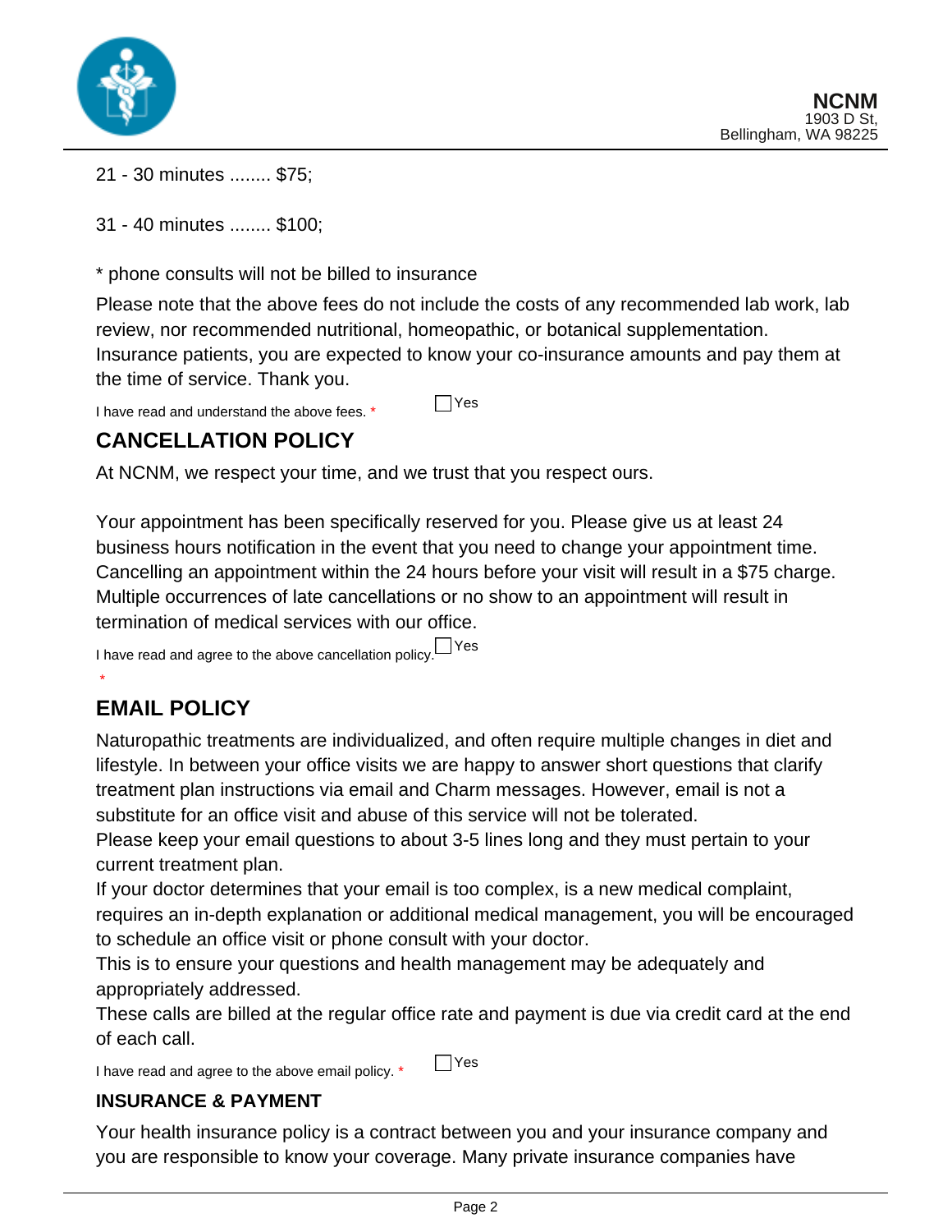21 - 30 minutes ........ $75;

31 - 40 minutes ........ $100;

* phone consults will not be billed to insurance

Please note that the above fees do not include the costs of any recommended lab work, lab review, nor recommended nutritional, homeopathic, or botanical supplementation. Insurance patients, you are expected to know your co-insurance amounts and pay them at the time of service. Thank you.

I have read and understand the above fees. * ☐ Yes

## CANCELLATION POLICY

At NCNM, we respect your time, and we trust that you respect ours.

Your appointment has been specifically reserved for you. Please give us at least 24 business hours notification in the event that you need to change your appointment time. Cancelling an appointment within the 24 hours before your visit will result in a $75 charge. Multiple occurrences of late cancellations or no show to an appointment will result in termination of medical services with our office.

I have read and agree to the above cancellation policy. * ☐ Yes

## EMAIL POLICY

Naturopathic treatments are individualized, and often require multiple changes in diet and lifestyle. In between your office visits we are happy to answer short questions that clarify treatment plan instructions via email and Charm messages. However, email is not a substitute for an office visit and abuse of this service will not be tolerated.
Please keep your email questions to about 3-5 lines long and they must pertain to your current treatment plan.
If your doctor determines that your email is too complex, is a new medical complaint, requires an in-depth explanation or additional medical management, you will be encouraged to schedule an office visit or phone consult with your doctor.
This is to ensure your questions and health management may be adequately and appropriately addressed.
These calls are billed at the regular office rate and payment is due via credit card at the end of each call.

I have read and agree to the above email policy. * ☐ Yes

### INSURANCE & PAYMENT

Your health insurance policy is a contract between you and your insurance company and you are responsible to know your coverage. Many private insurance companies have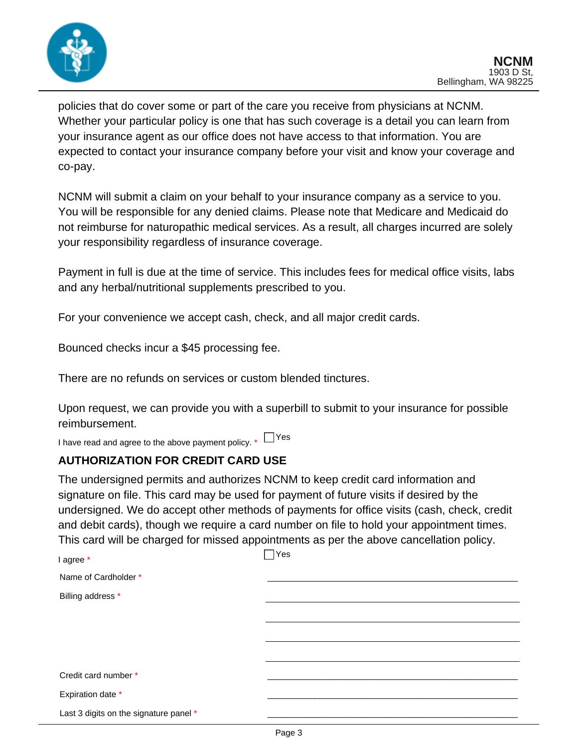policies that do cover some or part of the care you receive from physicians at NCNM. Whether your particular policy is one that has such coverage is a detail you can learn from your insurance agent as our office does not have access to that information. You are expected to contact your insurance company before your visit and know your coverage and co-pay.

NCNM will submit a claim on your behalf to your insurance company as a service to you. You will be responsible for any denied claims. Please note that Medicare and Medicaid do not reimburse for naturopathic medical services. As a result, all charges incurred are solely your responsibility regardless of insurance coverage.

Payment in full is due at the time of service. This includes fees for medical office visits, labs and any herbal/nutritional supplements prescribed to you.

For your convenience we accept cash, check, and all major credit cards.

Bounced checks incur a $45 processing fee.

There are no refunds on services or custom blended tinctures.

Upon request, we can provide you with a superbill to submit to your insurance for possible reimbursement.

I have read and agree to the above payment policy. * ☐ Yes

## AUTHORIZATION FOR CREDIT CARD USE

The undersigned permits and authorizes NCNM to keep credit card information and signature on file. This card may be used for payment of future visits if desired by the undersigned. We do accept other methods of payments for office visits (cash, check, credit and debit cards), though we require a card number on file to hold your appointment times. This card will be charged for missed appointments as per the above cancellation policy.

I agree * ☐ Yes

Name of Cardholder * ______________________________

Billing address * ______________________________

______________________________

______________________________

______________________________

Credit card number * ______________________________

Expiration date * ______________________________

Last 3 digits on the signature panel * ______________________________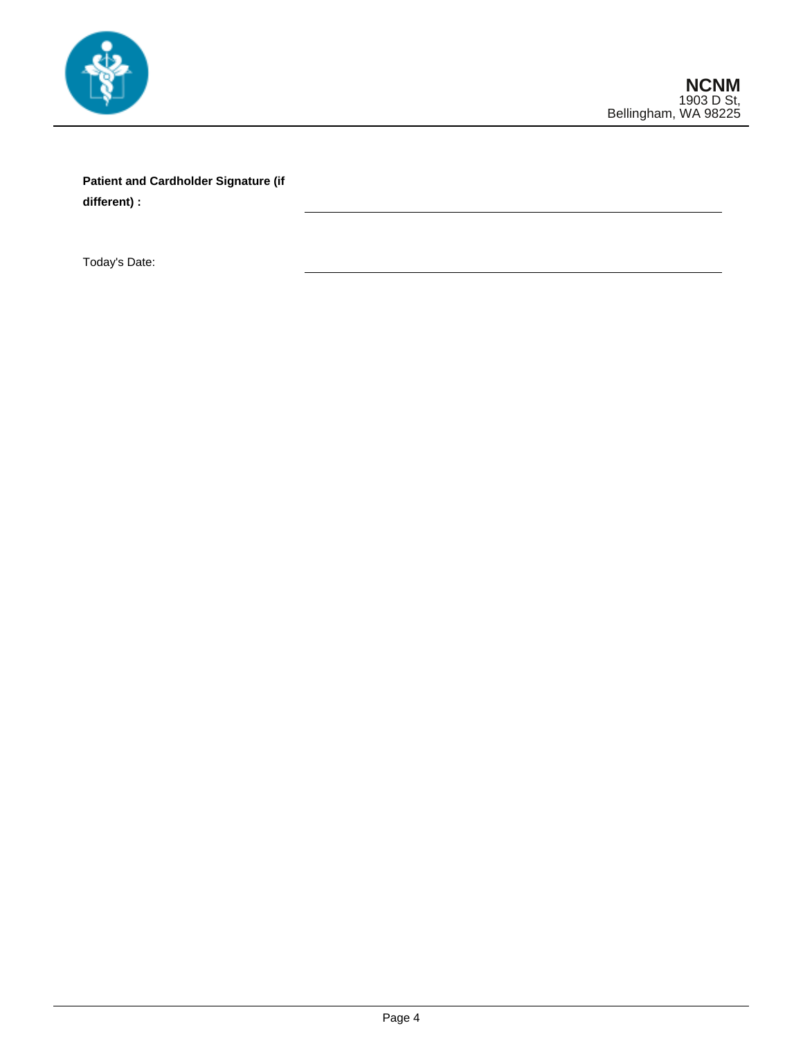**Patient and Cardholder Signature (if different) :** ______________________________

Today's Date: ______________________________